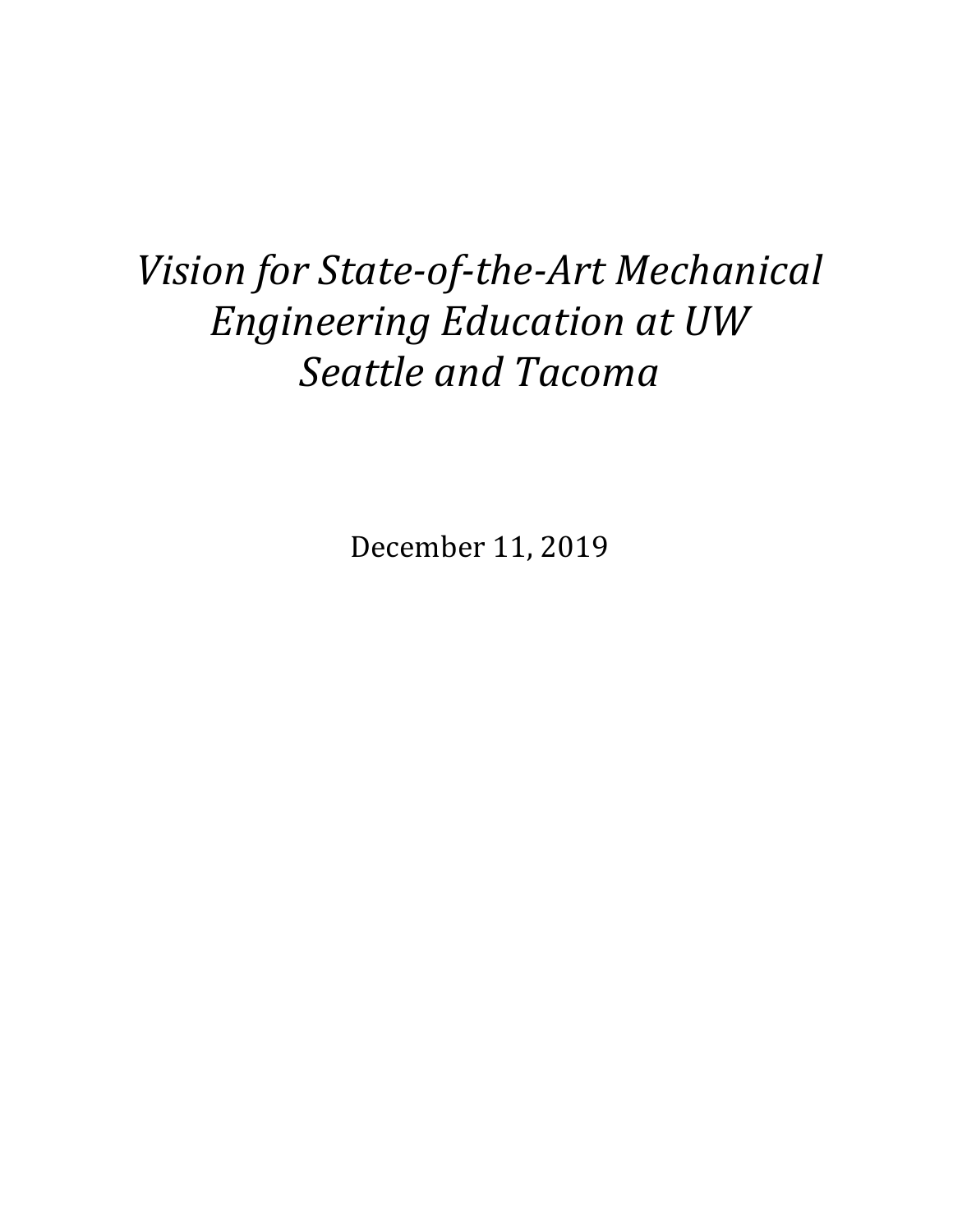# *Vision for State-of-the-Art Mechanical Engineering Education at UW Seattle and Tacoma*

December 11, 2019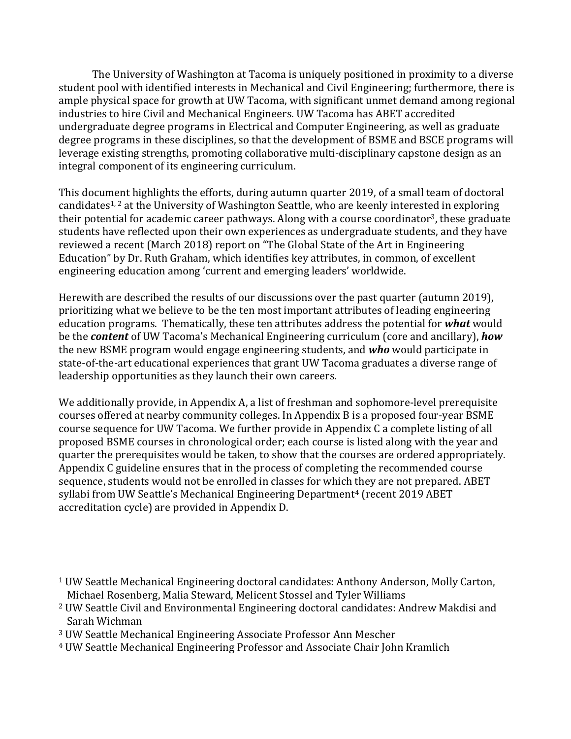The University of Washington at Tacoma is uniquely positioned in proximity to a diverse student pool with identified interests in Mechanical and Civil Engineering; furthermore, there is ample physical space for growth at UW Tacoma, with significant unmet demand among regional industries to hire Civil and Mechanical Engineers. UW Tacoma has ABET accredited undergraduate degree programs in Electrical and Computer Engineering, as well as graduate degree programs in these disciplines, so that the development of BSME and BSCE programs will leverage existing strengths, promoting collaborative multi-disciplinary capstone design as an integral component of its engineering curriculum.

This document highlights the efforts, during autumn quarter 2019, of a small team of doctoral candidates[1, 2] at the University of Washington Seattle, who are keenly interested in exploring their potential for academic career pathways. Along with a course coordinator[3], these graduate students have reflected upon their own experiences as undergraduate students, and they have reviewed a recent (March 2018) report on "The Global State of the Art in Engineering Education" by Dr. Ruth Graham, which identifies key attributes, in common, of excellent engineering education among 'current and emerging leaders' worldwide.

Herewith are described the results of our discussions over the past quarter (autumn 2019), prioritizing what we believe to be the ten most important attributes of leading engineering education programs. Thematically, these ten attributes address the potential for ***what*** would be the ***content*** of UW Tacoma's Mechanical Engineering curriculum (core and ancillary), ***how*** the new BSME program would engage engineering students, and ***who*** would participate in state-of-the-art educational experiences that grant UW Tacoma graduates a diverse range of leadership opportunities as they launch their own careers.

We additionally provide, in Appendix A, a list of freshman and sophomore-level prerequisite courses offered at nearby community colleges. In Appendix B is a proposed four-year BSME course sequence for UW Tacoma. We further provide in Appendix C a complete listing of all proposed BSME courses in chronological order; each course is listed along with the year and quarter the prerequisites would be taken, to show that the courses are ordered appropriately. Appendix C guideline ensures that in the process of completing the recommended course sequence, students would not be enrolled in classes for which they are not prepared. ABET syllabi from UW Seattle's Mechanical Engineering Department[4] (recent 2019 ABET accreditation cycle) are provided in Appendix D.

[1] UW Seattle Mechanical Engineering doctoral candidates: Anthony Anderson, Molly Carton, Michael Rosenberg, Malia Steward, Melicent Stossel and Tyler Williams

[2] UW Seattle Civil and Environmental Engineering doctoral candidates: Andrew Makdisi and Sarah Wichman

[3] UW Seattle Mechanical Engineering Associate Professor Ann Mescher

[4] UW Seattle Mechanical Engineering Professor and Associate Chair John Kramlich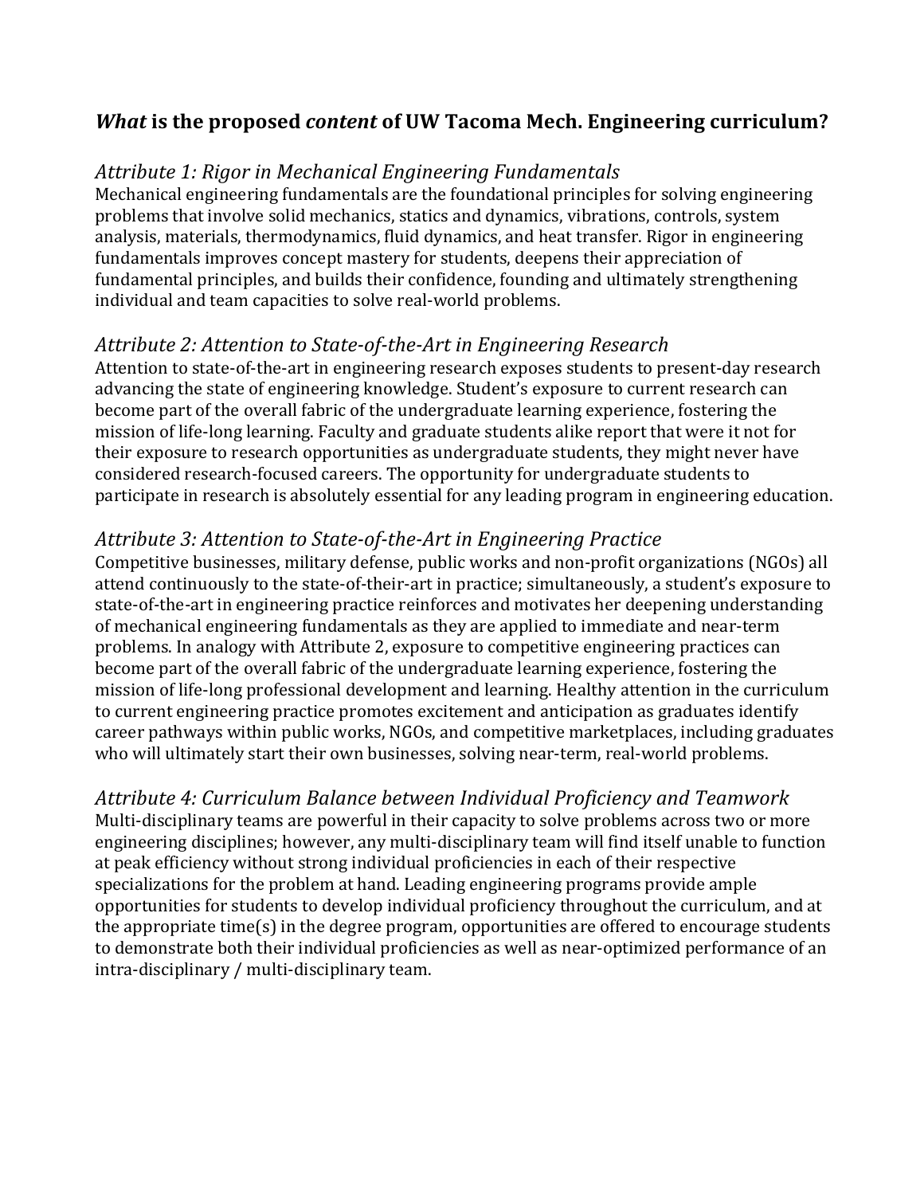## ***What*** **is the proposed** ***content*** **of UW Tacoma Mech. Engineering curriculum?**

### *Attribute 1: Rigor in Mechanical Engineering Fundamentals*

Mechanical engineering fundamentals are the foundational principles for solving engineering problems that involve solid mechanics, statics and dynamics, vibrations, controls, system analysis, materials, thermodynamics, fluid dynamics, and heat transfer. Rigor in engineering fundamentals improves concept mastery for students, deepens their appreciation of fundamental principles, and builds their confidence, founding and ultimately strengthening individual and team capacities to solve real-world problems.

### *Attribute 2: Attention to State-of-the-Art in Engineering Research*

Attention to state-of-the-art in engineering research exposes students to present-day research advancing the state of engineering knowledge. Student's exposure to current research can become part of the overall fabric of the undergraduate learning experience, fostering the mission of life-long learning. Faculty and graduate students alike report that were it not for their exposure to research opportunities as undergraduate students, they might never have considered research-focused careers. The opportunity for undergraduate students to participate in research is absolutely essential for any leading program in engineering education.

### *Attribute 3: Attention to State-of-the-Art in Engineering Practice*

Competitive businesses, military defense, public works and non-profit organizations (NGOs) all attend continuously to the state-of-their-art in practice; simultaneously, a student's exposure to state-of-the-art in engineering practice reinforces and motivates her deepening understanding of mechanical engineering fundamentals as they are applied to immediate and near-term problems. In analogy with Attribute 2, exposure to competitive engineering practices can become part of the overall fabric of the undergraduate learning experience, fostering the mission of life-long professional development and learning. Healthy attention in the curriculum to current engineering practice promotes excitement and anticipation as graduates identify career pathways within public works, NGOs, and competitive marketplaces, including graduates who will ultimately start their own businesses, solving near-term, real-world problems.

### *Attribute 4: Curriculum Balance between Individual Proficiency and Teamwork*

Multi-disciplinary teams are powerful in their capacity to solve problems across two or more engineering disciplines; however, any multi-disciplinary team will find itself unable to function at peak efficiency without strong individual proficiencies in each of their respective specializations for the problem at hand. Leading engineering programs provide ample opportunities for students to develop individual proficiency throughout the curriculum, and at the appropriate time(s) in the degree program, opportunities are offered to encourage students to demonstrate both their individual proficiencies as well as near-optimized performance of an intra-disciplinary / multi-disciplinary team.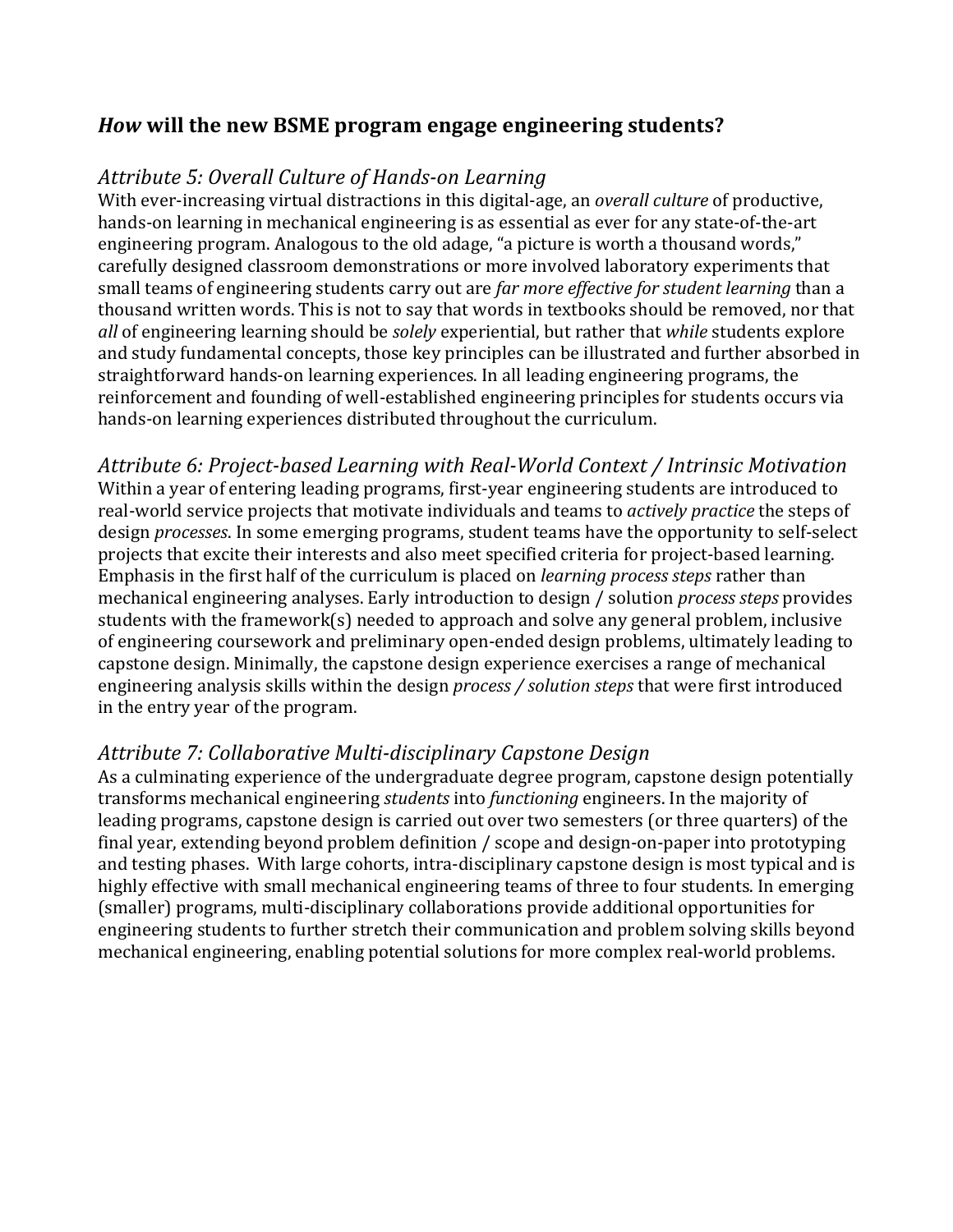## *How* will the new BSME program engage engineering students?

### *Attribute 5: Overall Culture of Hands-on Learning*

With ever-increasing virtual distractions in this digital-age, an *overall culture* of productive, hands-on learning in mechanical engineering is as essential as ever for any state-of-the-art engineering program. Analogous to the old adage, "a picture is worth a thousand words," carefully designed classroom demonstrations or more involved laboratory experiments that small teams of engineering students carry out are *far more effective for student learning* than a thousand written words. This is not to say that words in textbooks should be removed, nor that *all* of engineering learning should be *solely* experiential, but rather that *while* students explore and study fundamental concepts, those key principles can be illustrated and further absorbed in straightforward hands-on learning experiences. In all leading engineering programs, the reinforcement and founding of well-established engineering principles for students occurs via hands-on learning experiences distributed throughout the curriculum.

### *Attribute 6: Project-based Learning with Real-World Context / Intrinsic Motivation*

Within a year of entering leading programs, first-year engineering students are introduced to real-world service projects that motivate individuals and teams to *actively practice* the steps of design *processes*. In some emerging programs, student teams have the opportunity to self-select projects that excite their interests and also meet specified criteria for project-based learning. Emphasis in the first half of the curriculum is placed on *learning process steps* rather than mechanical engineering analyses. Early introduction to design / solution *process steps* provides students with the framework(s) needed to approach and solve any general problem, inclusive of engineering coursework and preliminary open-ended design problems, ultimately leading to capstone design. Minimally, the capstone design experience exercises a range of mechanical engineering analysis skills within the design *process / solution steps* that were first introduced in the entry year of the program.

### *Attribute 7: Collaborative Multi-disciplinary Capstone Design*

As a culminating experience of the undergraduate degree program, capstone design potentially transforms mechanical engineering *students* into *functioning* engineers. In the majority of leading programs, capstone design is carried out over two semesters (or three quarters) of the final year, extending beyond problem definition / scope and design-on-paper into prototyping and testing phases. With large cohorts, intra-disciplinary capstone design is most typical and is highly effective with small mechanical engineering teams of three to four students. In emerging (smaller) programs, multi-disciplinary collaborations provide additional opportunities for engineering students to further stretch their communication and problem solving skills beyond mechanical engineering, enabling potential solutions for more complex real-world problems.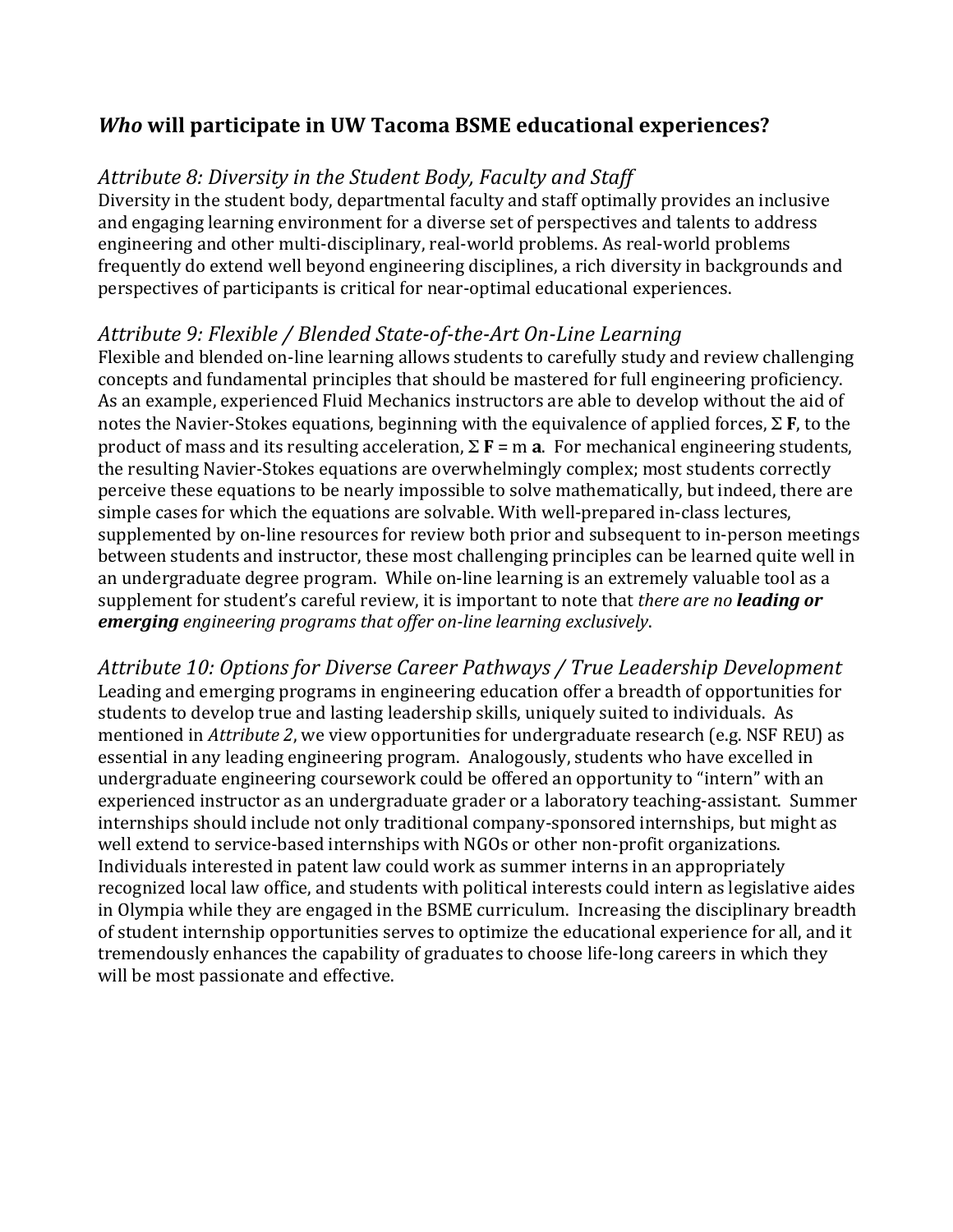## *Who* will participate in UW Tacoma BSME educational experiences?

### *Attribute 8: Diversity in the Student Body, Faculty and Staff*

Diversity in the student body, departmental faculty and staff optimally provides an inclusive and engaging learning environment for a diverse set of perspectives and talents to address engineering and other multi-disciplinary, real-world problems. As real-world problems frequently do extend well beyond engineering disciplines, a rich diversity in backgrounds and perspectives of participants is critical for near-optimal educational experiences.

### *Attribute 9: Flexible / Blended State-of-the-Art On-Line Learning*

Flexible and blended on-line learning allows students to carefully study and review challenging concepts and fundamental principles that should be mastered for full engineering proficiency. As an example, experienced Fluid Mechanics instructors are able to develop without the aid of notes the Navier-Stokes equations, beginning with the equivalence of applied forces, $\Sigma \mathbf{F}$, to the product of mass and its resulting acceleration, $\Sigma \mathbf{F} = m\, \mathbf{a}$. For mechanical engineering students, the resulting Navier-Stokes equations are overwhelmingly complex; most students correctly perceive these equations to be nearly impossible to solve mathematically, but indeed, there are simple cases for which the equations are solvable. With well-prepared in-class lectures, supplemented by on-line resources for review both prior and subsequent to in-person meetings between students and instructor, these most challenging principles can be learned quite well in an undergraduate degree program. While on-line learning is an extremely valuable tool as a supplement for student's careful review, it is important to note that *there are no **leading or emerging** engineering programs that offer on-line learning exclusively*.

### *Attribute 10: Options for Diverse Career Pathways / True Leadership Development*

Leading and emerging programs in engineering education offer a breadth of opportunities for students to develop true and lasting leadership skills, uniquely suited to individuals. As mentioned in *Attribute 2*, we view opportunities for undergraduate research (e.g. NSF REU) as essential in any leading engineering program. Analogously, students who have excelled in undergraduate engineering coursework could be offered an opportunity to "intern" with an experienced instructor as an undergraduate grader or a laboratory teaching-assistant. Summer internships should include not only traditional company-sponsored internships, but might as well extend to service-based internships with NGOs or other non-profit organizations. Individuals interested in patent law could work as summer interns in an appropriately recognized local law office, and students with political interests could intern as legislative aides in Olympia while they are engaged in the BSME curriculum. Increasing the disciplinary breadth of student internship opportunities serves to optimize the educational experience for all, and it tremendously enhances the capability of graduates to choose life-long careers in which they will be most passionate and effective.